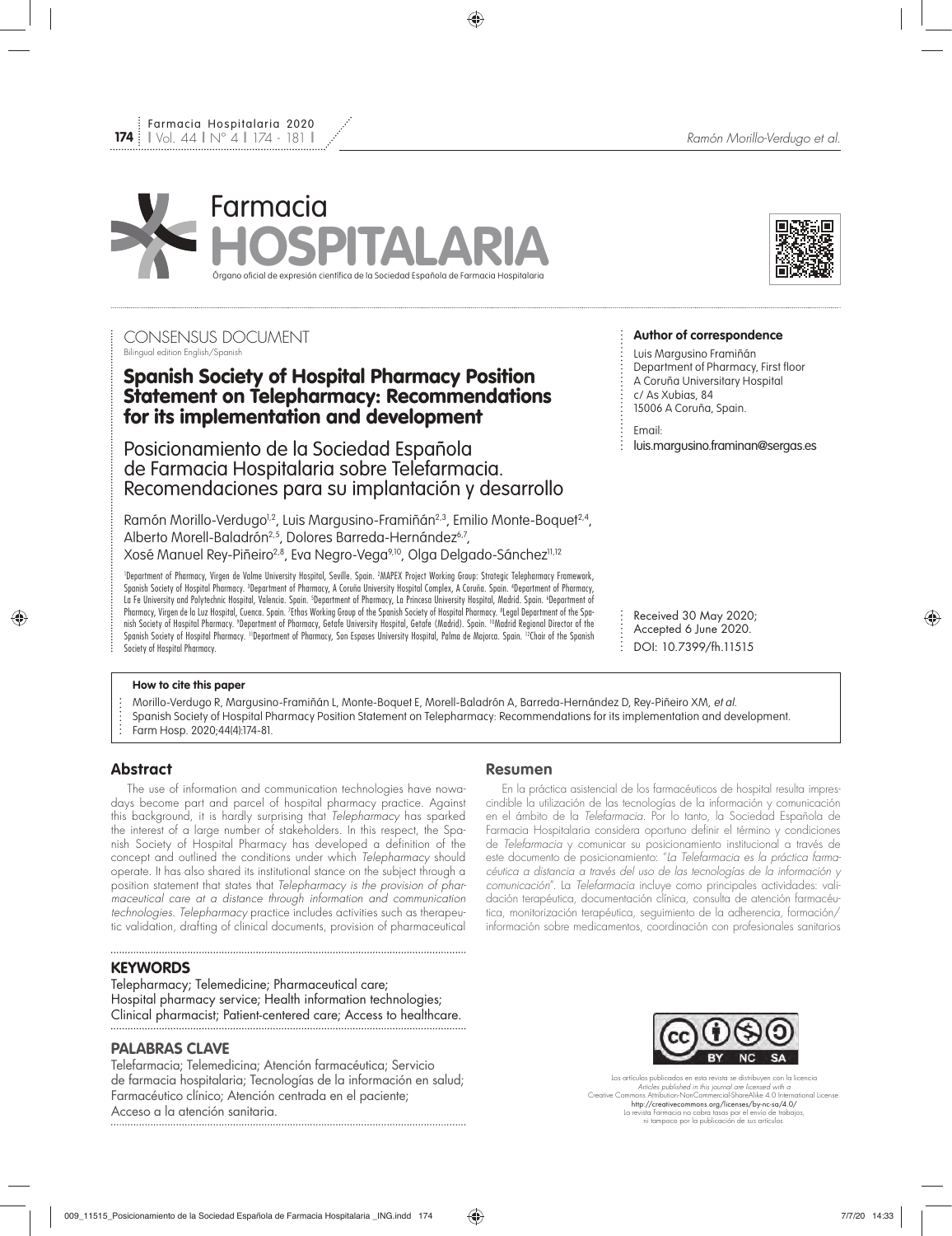Farmacia HOSPITALARIA

Órgano oficial de expresión científica de la Sociedad Española de Farmacia Hospitalaria

CONSENSUS DOCUMENT

Bilingual edition English/Spanish

# Spanish Society of Hospital Pharmacy Position Statement on Telepharmacy: Recommendations for its implementation and development

# Posicionamiento de la Sociedad Española de Farmacia Hospitalaria sobre Telefarmacia. Recomendaciones para su implantación y desarrollo

Ramón Morillo-Verdugo[1,2], Luis Margusino-Framiñán[2,3], Emilio Monte-Boquet[2,4], Alberto Morell-Baladrón[2,5], Dolores Barreda-Hernández[6,7], Xosé Manuel Rey-Piñeiro[2,8], Eva Negro-Vega[9,10], Olga Delgado-Sánchez[11,12]

[1]Department of Pharmacy, Virgen de Valme University Hospital, Seville. Spain. [2]MAPEX Project Working Group: Strategic Telepharmacy Framework, Spanish Society of Hospital Pharmacy. [3]Department of Pharmacy, A Coruña University Hospital Complex, A Coruña. Spain. [4]Department of Pharmacy, La Fe University and Polytechnic Hospital, Valencia. Spain. [5]Department of Pharmacy, La Princesa University Hospital, Madrid. Spain. [6]Department of Pharmacy, Virgen de la Luz Hospital, Cuenca. Spain. [7]Ethos Working Group of the Spanish Society of Hospital Pharmacy. [8]Legal Department of the Spanish Society of Hospital Pharmacy. [9]Department of Pharmacy, Getafe University Hospital, Getafe (Madrid). Spain. [10]Madrid Regional Director of the Spanish Society of Hospital Pharmacy. [11]Department of Pharmacy, Son Espases University Hospital, Palma de Majorca. Spain. [12]Chair of the Spanish Society of Hospital Pharmacy.

**Author of correspondence**

Luis Margusino Framiñán
Department of Pharmacy, First floor
A Coruña University Hospital
c/ As Xubias, 84
15006 A Coruña, Spain.

Email:
luis.margusino.framinan@sergas.es

Received 30 May 2020;
Accepted 6 June 2020.
DOI: 10.7399/fh.11515

**How to cite this paper**

Morillo-Verdugo R, Margusino-Framiñán L, Monte-Boquet E, Morell-Baladrón A, Barreda-Hernández D, Rey-Piñeiro XM, *et al.* Spanish Society of Hospital Pharmacy Position Statement on Telepharmacy: Recommendations for its implementation and development. Farm Hosp. 2020;44(4):174-81.

## Abstract

The use of information and communication technologies have nowadays become part and parcel of hospital pharmacy practice. Against this background, it is hardly surprising that *Telepharmacy* has sparked the interest of a large number of stakeholders. In this respect, the Spanish Society of Hospital Pharmacy has developed a definition of the concept and outlined the conditions under which *Telepharmacy* should operate. It has also shared its institutional stance on the subject through a position statement that states that *Telepharmacy is the provision of pharmaceutical care at a distance through information and communication technologies. Telepharmacy* practice includes activities such as therapeutic validation, drafting of clinical documents, provision of pharmaceutical

**KEYWORDS**

Telepharmacy; Telemedicine; Pharmaceutical care; Hospital pharmacy service; Health information technologies; Clinical pharmacist; Patient-centered care; Access to healthcare.

**PALABRAS CLAVE**

Telefarmacia; Telemedicina; Atención farmacéutica; Servicio de farmacia hospitalaria; Tecnologías de la información en salud; Farmacéutico clínico; Atención centrada en el paciente; Acceso a la atención sanitaria.

## Resumen

En la práctica asistencial de los farmacéuticos de hospital resulta imprescindible la utilización de las tecnologías de la información y comunicación en el ámbito de la *Telefarmacia*. Por lo tanto, la Sociedad Española de Farmacia Hospitalaria considera oportuno definir el término y condiciones de *Telefarmacia* y comunicar su posicionamiento institucional a través de este documento de posicionamiento: "*La Telefarmacia es la práctica farmacéutica a distancia a través del uso de las tecnologías de la información y comunicación*". La *Telefarmacia* incluye como principales actividades: validación terapéutica, documentación clínica, consulta de atención farmacéutica, monitorización terapéutica, seguimiento de la adherencia, formación/información sobre medicamentos, coordinación con profesionales sanitarios

Los artículos publicados en esta revista se distribuyen con la licencia
*Articles published in this journal are licensed with a*
Creative Commons Attribution-NonCommercial-ShareAlike 4.0 International License.
http://creativecommons.org/licenses/by-nc-sa/4.0/
La revista Farmacia no cobra tasas por el envío de trabajos,
ni tampoco por la publicación de sus artículos.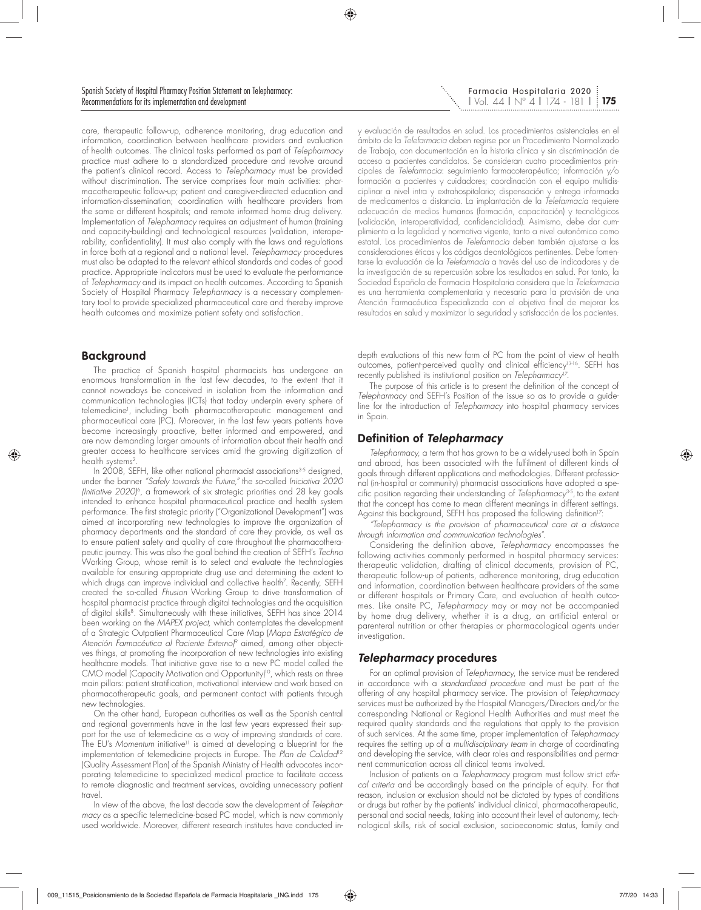care, therapeutic follow-up, adherence monitoring, drug education and information, coordination between healthcare providers and evaluation of health outcomes. The clinical tasks performed as part of *Telepharmacy* practice must adhere to a standardized procedure and revolve around the patient's clinical record. Access to *Telepharmacy* must be provided without discrimination. The service comprises four main activities: pharmacotherapeutic follow-up; patient and caregiver-directed education and information-dissemination; coordination with healthcare providers from the same or different hospitals; and remote informed home drug delivery. Implementation of *Telepharmacy* requires an adjustment of human (training and capacity-building) and technological resources (validation, interoperability, confidentiality). It must also comply with the laws and regulations in force both at a regional and a national level. *Telepharmacy* procedures must also be adapted to the relevant ethical standards and codes of good practice. Appropriate indicators must be used to evaluate the performance of *Telepharmacy* and its impact on health outcomes. According to Spanish Society of Hospital Pharmacy *Telepharmacy* is a necessary complementary tool to provide specialized pharmaceutical care and thereby improve health outcomes and maximize patient safety and satisfaction.

y evaluación de resultados en salud. Los procedimientos asistenciales en el ámbito de la *Telefarmacia* deben regirse por un Procedimiento Normalizado de Trabajo, con documentación en la historia clínica y sin discriminación de acceso a pacientes candidatos. Se consideran cuatro procedimientos principales de *Telefarmacia*: seguimiento farmacoterapéutico; información y/o formación a pacientes y cuidadores; coordinación con el equipo multidisciplinar a nivel intra y extrahospitalario; dispensación y entrega informada de medicamentos a distancia. La implantación de la *Telefarmacia* requiere adecuación de medios humanos (formación, capacitación) y tecnológicos (validación, interoperatividad, confidencialidad). Asimismo, debe dar cumplimiento a la legalidad y normativa vigente, tanto a nivel autonómico como estatal. Los procedimientos de *Telefarmacia* deben también ajustarse a las consideraciones éticas y los códigos deontológicos pertinentes. Debe fomentarse la evaluación de la *Telefarmacia* a través del uso de indicadores y de la investigación de su repercusión sobre los resultados en salud. Por tanto, la Sociedad Española de Farmacia Hospitalaria considera que la *Telefarmacia* es una herramienta complementaria y necesaria para la provisión de una Atención Farmacéutica Especializada con el objetivo final de mejorar los resultados en salud y maximizar la seguridad y satisfacción de los pacientes.

## Background

The practice of Spanish hospital pharmacists has undergone an enormous transformation in the last few decades, to the extent that it cannot nowadays be conceived in isolation from the information and communication technologies (ICTs) that today underpin every sphere of telemedicine[1], including both pharmacotherapeutic management and pharmaceutical care (PC). Moreover, in the last few years patients have become increasingly proactive, better informed and empowered, and are now demanding larger amounts of information about their health and greater access to healthcare services amid the growing digitization of health systems[2].

In 2008, SEFH, like other national pharmacist associations[3-5] designed, under the banner *"Safely towards the Future,"* the so-called *Iniciativa 2020 (Initiative 2020)*[6], a framework of six strategic priorities and 28 key goals intended to enhance hospital pharmaceutical practice and health system performance. The first strategic priority ("Organizational Development") was aimed at incorporating new technologies to improve the organization of pharmacy departments and the standard of care they provide, as well as to ensure patient safety and quality of care throughout the pharmacotherapeutic journey. This was also the goal behind the creation of SEFH's *Techno* Working Group, whose remit is to select and evaluate the technologies available for ensuring appropriate drug use and determining the extent to which drugs can improve individual and collective health[7]. Recently, SEFH created the so-called *Fhusion* Working Group to drive transformation of hospital pharmacist practice through digital technologies and the acquisition of digital skills[8]. Simultaneously with these initiatives, SEFH has since 2014 been working on the *MAPEX project*, which contemplates the development of a Strategic Outpatient Pharmaceutical Care Map (*Mapa Estratégico de Atención Farmacéutica al Paciente Externo*)[9] aimed, among other objectives things, at promoting the incorporation of new technologies into existing healthcare models. That initiative gave rise to a new PC model called the CMO model (Capacity Motivation and Opportunity)[10], which rests on three main pillars: patient stratification, motivational interview and work based on pharmacotherapeutic goals, and permanent contact with patients through new technologies.

On the other hand, European authorities as well as the Spanish central and regional governments have in the last few years expressed their support for the use of telemedicine as a way of improving standards of care. The EU's *Momentum* initiative[11] is aimed at developing a blueprint for the implementation of telemedicine projects in Europe. The *Plan de Calidad*[12] (Quality Assessment Plan) of the Spanish Ministry of Health advocates incorporating telemedicine to specialized medical practice to facilitate access to remote diagnostic and treatment services, avoiding unnecessary patient travel.

In view of the above, the last decade saw the development of *Telepharmacy* as a specific telemedicine-based PC model, which is now commonly used worldwide. Moreover, different research institutes have conducted in-depth evaluations of this new form of PC from the point of view of health outcomes, patient-perceived quality and clinical efficiency[13-16]. SEFH has recently published its institutional position on *Telepharmacy*[17].

The purpose of this article is to present the definition of the concept of *Telepharmacy* and SEFH's Position of the issue so as to provide a guideline for the introduction of *Telepharmacy* into hospital pharmacy services in Spain.

## Definition of *Telepharmacy*

*Telepharmacy*, a term that has grown to be a widely-used both in Spain and abroad, has been associated with the fulfilment of different kinds of goals through different applications and methodologies. Different professional (in-hospital or community) pharmacist associations have adopted a specific position regarding their understanding of *Telepharmacy*[3-5], to the extent that the concept has come to mean different meanings in different settings. Against this background, SEFH has proposed the following definition[17]:

*"Telepharmacy is the provision of pharmaceutical care at a distance through information and communication technologies"*.

Considering the definition above, *Telepharmacy* encompasses the following activities commonly performed in hospital pharmacy services: therapeutic validation, drafting of clinical documents, provision of PC, therapeutic follow-up of patients, adherence monitoring, drug education and information, coordination between healthcare providers of the same or different hospitals or Primary Care, and evaluation of health outcomes. Like onsite PC, *Telepharmacy* may or may not be accompanied by home drug delivery, whether it is a drug, an artificial enteral or parenteral nutrition or other therapies or pharmacological agents under investigation.

## *Telepharmacy* procedures

For an optimal provision of *Telepharmacy*, the service must be rendered in accordance with a *standardized procedure* and must be part of the offering of any hospital pharmacy service. The provision of *Telepharmacy* services must be authorized by the Hospital Managers/Directors and/or the corresponding National or Regional Health Authorities and must meet the required quality standards and the regulations that apply to the provision of such services. At the same time, proper implementation of *Telepharmacy* requires the setting up of a *multidisciplinary team* in charge of coordinating and developing the service, with clear roles and responsibilities and permanent communication across all clinical teams involved.

Inclusion of patients on a *Telepharmacy* program must follow strict *ethical criteria* and be accordingly based on the principle of equity. For that reason, inclusion or exclusion should not be dictated by types of conditions or drugs but rather by the patients' individual clinical, pharmacotherapeutic, personal and social needs, taking into account their level of autonomy, technological skills, risk of social exclusion, socioeconomic status, family and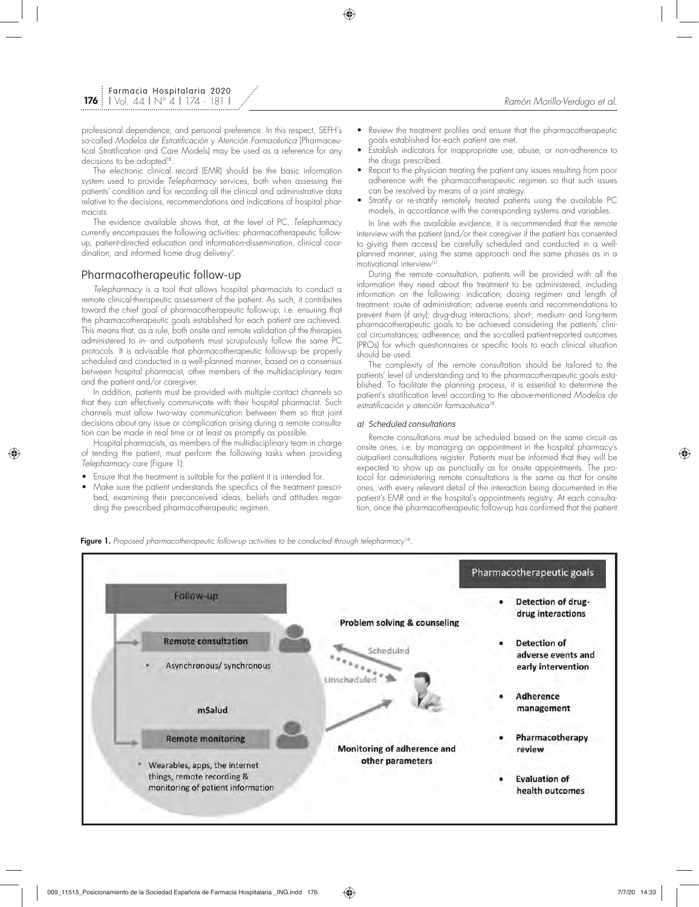professional dependence, and personal preference. In this respect, SEFH's so-called *Modelos de Estratificación y Atención Farmacéutica* (Pharmaceutical Stratification and Care Models) may be used as a reference for any decisions to be adopted[18].

The electronic clinical record (EMR) should be the basic information system used to provide *Telepharmacy* services, both when assessing the patients' condition and for recording all the clinical and administrative data relative to the decisions, recommendations and indications of hospital pharmacists.

The evidence available shows that, at the level of PC, *Telepharmacy* currently encompasses the following activities: pharmacotherapeutic follow-up, patient-directed education and information-dissemination, clinical coordination, and informed home drug delivery[7].

## Pharmacotherapeutic follow-up

*Telepharmacy* is a tool that allows hospital pharmacists to conduct a remote clinical-therapeutic assessment of the patient. As such, it contributes toward the chief goal of pharmacotherapeutic follow-up, i.e. ensuring that the pharmacotherapeutic goals established for each patient are achieved. This means that, as a rule, both onsite and remote validation of the therapies administered to in- and outpatients must scrupulously follow the same PC protocols. It is advisable that pharmacotherapeutic follow-up be properly scheduled and conducted in a well-planned manner, based on a consensus between hospital pharmacist, other members of the multidisciplinary team and the patient and/or caregiver.

In addition, patients must be provided with multiple contact channels so that they can effectively communicate with their hospital pharmacist. Such channels must allow two-way communication between them so that joint decisions about any issue or complication arising during a remote consultation can be made in real time or at least as promptly as possible.

Hospital pharmacists, as members of the multidisciplinary team in charge of tending the patient, must perform the following tasks when providing *Telepharmacy* care (Figure 1):

- Ensure that the treatment is suitable for the patient it is intended for.
- Make sure the patient understands the specifics of the treatment prescribed, examining their preconceived ideas, beliefs and attitudes regarding the prescribed pharmacotherapeutic regimen.
- Review the treatment profiles and ensure that the pharmacotherapeutic goals established for each patient are met.
- Establish indicators for inappropriate use, abuse, or non-adherence to the drugs prescribed.
- Report to the physician treating the patient any issues resulting from poor adherence with the pharmacotherapeutic regimen so that such issues can be resolved by means of a joint strategy.
- Stratify or re-stratify remotely treated patients using the available PC models, in accordance with the corresponding systems and variables.

In line with the available evidence, it is recommended that the remote interview with the patient (and/or their caregiver if the patient has consented to giving them access) be carefully scheduled and conducted in a well-planned manner, using the same approach and the same phases as in a motivational interview[10].

During the remote consultation, patients will be provided with all the information they need about the treatment to be administered, including information on the following: indication; dosing regimen and length of treatment; route of administration; adverse events and recommendations to prevent them (if any); drug-drug interactions; short-, medium- and long-term pharmacotherapeutic goals to be achieved considering the patients' clinical circumstances; adherence; and the so-called patient-reported outcomes (PROs) for which questionnaires or specific tools to each clinical situation should be used.

The complexity of the remote consultation should be tailored to the patients' level of understanding and to the pharmacotherapeutic goals established. To facilitate the planning process, it is essential to determine the patient's stratification level according to the above-mentioned *Modelos de estratificación y atención farmacéutica*[18].

*a) Scheduled consultations*

Remote consultations must be scheduled based on the same circuit as onsite ones, i.e. by managing an appointment in the hospital pharmacy's outpatient consultations register. Patients must be informed that they will be expected to show up as punctually as for onsite appointments. The protocol for administering remote consultations is the same as that for onsite ones, with every relevant detail of the interaction being documented in the patient's EMR and in the hospital's appointments registry. At each consultation, once the pharmacotherapeutic follow-up has confirmed that the patient

**Figure 1.** *Proposed pharmacotherapeutic follow-up activities to be conducted through telepharmacy[18].*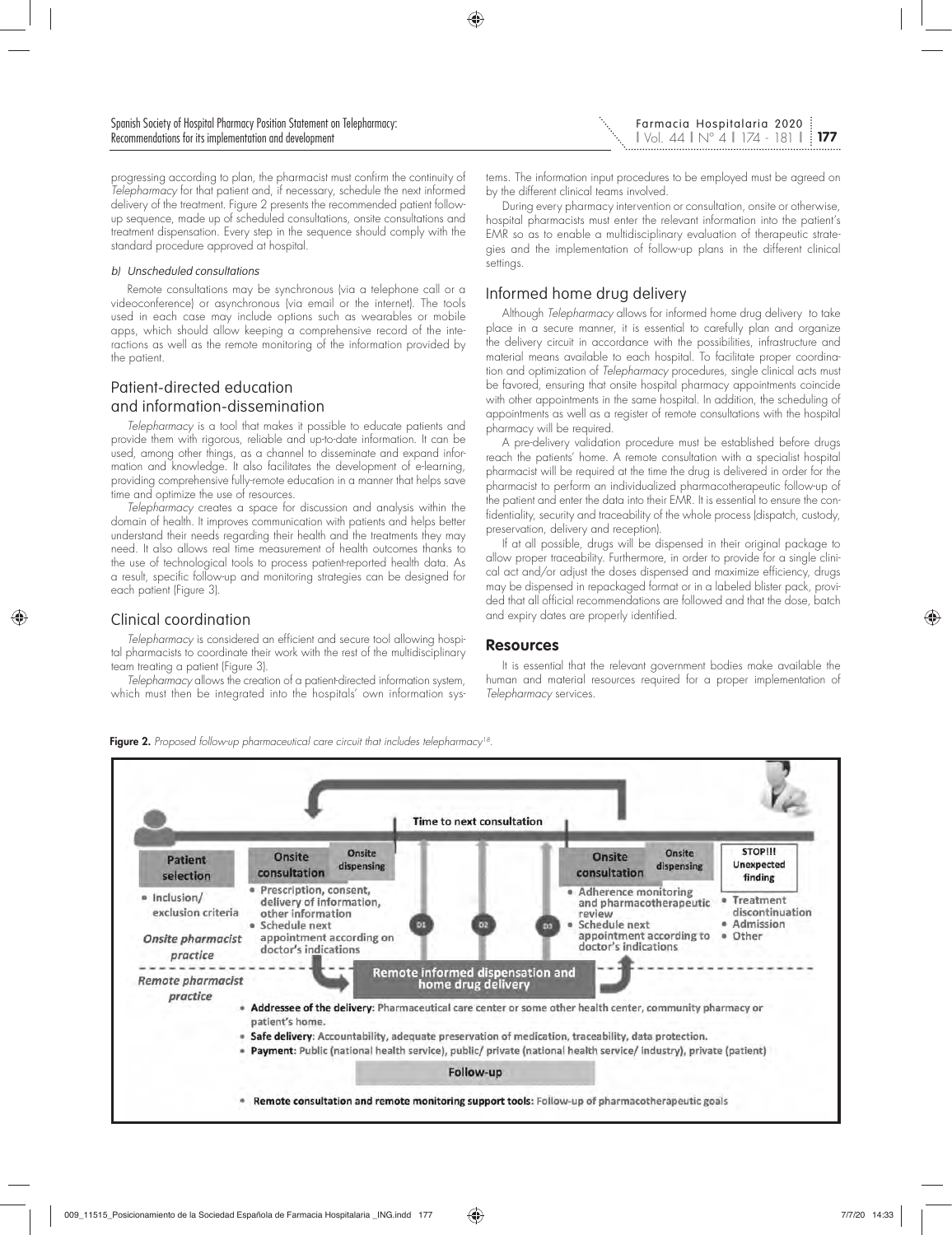progressing according to plan, the pharmacist must confirm the continuity of *Telepharmacy* for that patient and, if necessary, schedule the next informed delivery of the treatment. Figure 2 presents the recommended patient follow-up sequence, made up of scheduled consultations, onsite consultations and treatment dispensation. Every step in the sequence should comply with the standard procedure approved at hospital.

*b) Unscheduled consultations*

Remote consultations may be synchronous (via a telephone call or a videoconference) or asynchronous (via email or the internet). The tools used in each case may include options such as wearables or mobile apps, which should allow keeping a comprehensive record of the interactions as well as the remote monitoring of the information provided by the patient.

## Patient-directed education and information-dissemination

*Telepharmacy* is a tool that makes it possible to educate patients and provide them with rigorous, reliable and up-to-date information. It can be used, among other things, as a channel to disseminate and expand information and knowledge. It also facilitates the development of e-learning, providing comprehensive fully-remote education in a manner that helps save time and optimize the use of resources.

*Telepharmacy* creates a space for discussion and analysis within the domain of health. It improves communication with patients and helps better understand their needs regarding their health and the treatments they may need. It also allows real time measurement of health outcomes thanks to the use of technological tools to process patient-reported health data. As a result, specific follow-up and monitoring strategies can be designed for each patient (Figure 3).

## Clinical coordination

*Telepharmacy* is considered an efficient and secure tool allowing hospital pharmacists to coordinate their work with the rest of the multidisciplinary team treating a patient (Figure 3).

*Telepharmacy* allows the creation of a patient-directed information system, which must then be integrated into the hospitals' own information systems. The information input procedures to be employed must be agreed on by the different clinical teams involved.

During every pharmacy intervention or consultation, onsite or otherwise, hospital pharmacists must enter the relevant information into the patient's EMR so as to enable a multidisciplinary evaluation of therapeutic strategies and the implementation of follow-up plans in the different clinical settings.

## Informed home drug delivery

Although *Telepharmacy* allows for informed home drug delivery to take place in a secure manner, it is essential to carefully plan and organize the delivery circuit in accordance with the possibilities, infrastructure and material means available to each hospital. To facilitate proper coordination and optimization of *Telepharmacy* procedures, single clinical acts must be favored, ensuring that onsite hospital pharmacy appointments coincide with other appointments in the same hospital. In addition, the scheduling of appointments as well as a register of remote consultations with the hospital pharmacy will be required.

A pre-delivery validation procedure must be established before drugs reach the patients' home. A remote consultation with a specialist hospital pharmacist will be required at the time the drug is delivered in order for the pharmacist to perform an individualized pharmacotherapeutic follow-up of the patient and enter the data into their EMR. It is essential to ensure the confidentiality, security and traceability of the whole process (dispatch, custody, preservation, delivery and reception).

If at all possible, drugs will be dispensed in their original package to allow proper traceability. Furthermore, in order to provide for a single clinical act and/or adjust the doses dispensed and maximize efficiency, drugs may be dispensed in repackaged format or in a labeled blister pack, provided that all official recommendations are followed and that the dose, batch and expiry dates are properly identified.

# Resources

It is essential that the relevant government bodies make available the human and material resources required for a proper implementation of *Telepharmacy* services.

**Figure 2.** *Proposed follow-up pharmaceutical care circuit that includes telepharmacy*[18].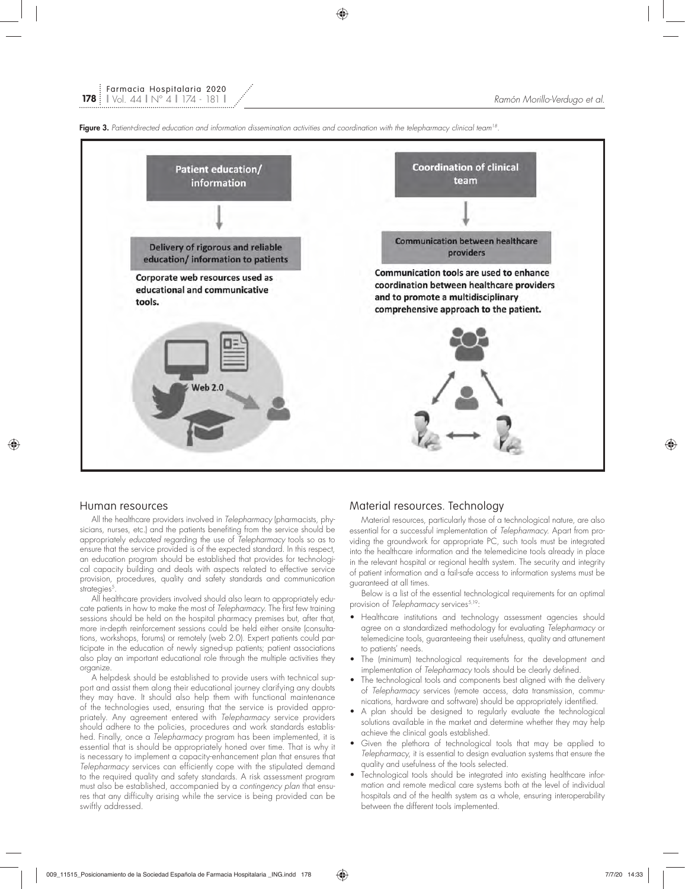**Figure 3.** *Patient-directed education and information dissemination activities and coordination with the telepharmacy clinical team*[18].

Patient education/ information

Delivery of rigorous and reliable education/ information to patients

Corporate web resources used as educational and communicative tools.

Web 2.0

Coordination of clinical team

Communication between healthcare providers

Communication tools are used to enhance coordination between healthcare providers and to promote a multidisciplinary comprehensive approach to the patient.

## Human resources

All the healthcare providers involved in *Telepharmacy* (pharmacists, physicians, nurses, etc.) and the patients benefiting from the service should be appropriately *educated* regarding the use of *Telepharmacy* tools so as to ensure that the service provided is of the expected standard. In this respect, an education program should be established that provides for technological capacity building and deals with aspects related to effective service provision, procedures, quality and safety standards and communication strategies[5].

All healthcare providers involved should also learn to appropriately educate patients in how to make the most of *Telepharmacy*. The first few training sessions should be held on the hospital pharmacy premises but, after that, more in-depth reinforcement sessions could be held either onsite (consultations, workshops, forums) or remotely (web 2.0). Expert patients could participate in the education of newly signed-up patients; patient associations also play an important educational role through the multiple activities they organize.

A helpdesk should be established to provide users with technical support and assist them along their educational journey clarifying any doubts they may have. It should also help them with functional maintenance of the technologies used, ensuring that the service is provided appropriately. Any agreement entered with *Telepharmacy* service providers should adhere to the policies, procedures and work standards established. Finally, once a *Telepharmacy* program has been implemented, it is essential that is should be appropriately honed over time. That is why it is necessary to implement a capacity-enhancement plan that ensures that *Telepharmacy* services can efficiently cope with the stipulated demand to the required quality and safety standards. A risk assessment program must also be established, accompanied by a *contingency plan* that ensures that any difficulty arising while the service is being provided can be swiftly addressed.

## Material resources. Technology

Material resources, particularly those of a technological nature, are also essential for a successful implementation of *Telepharmacy*. Apart from providing the groundwork for appropriate PC, such tools must be integrated into the healthcare information and the telemedicine tools already in place in the relevant hospital or regional health system. The security and integrity of patient information and a fail-safe access to information systems must be guaranteed at all times.

Below is a list of the essential technological requirements for an optimal provision of *Telepharmacy* services[5,19]:

- Healthcare institutions and technology assessment agencies should agree on a standardized methodology for evaluating *Telepharmacy* or telemedicine tools, guaranteeing their usefulness, quality and attunement to patients' needs.
- The (minimum) technological requirements for the development and implementation of *Telepharmacy* tools should be clearly defined.
- The technological tools and components best aligned with the delivery of *Telepharmacy* services (remote access, data transmission, communications, hardware and software) should be appropriately identified.
- A plan should be designed to regularly evaluate the technological solutions available in the market and determine whether they may help achieve the clinical goals established.
- Given the plethora of technological tools that may be applied to *Telepharmacy*, it is essential to design evaluation systems that ensure the quality and usefulness of the tools selected.
- Technological tools should be integrated into existing healthcare information and remote medical care systems both at the level of individual hospitals and of the health system as a whole, ensuring interoperability between the different tools implemented.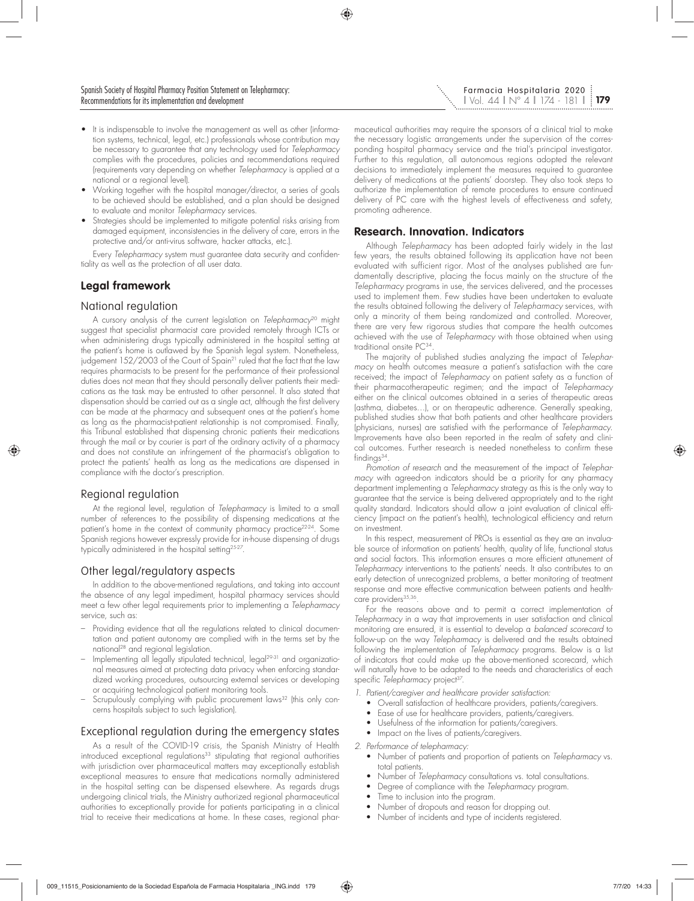- It is indispensable to involve the management as well as other (information systems, technical, legal, etc.) professionals whose contribution may be necessary to guarantee that any technology used for *Telepharmacy* complies with the procedures, policies and recommendations required (requirements vary depending on whether *Telepharmacy* is applied at a national or a regional level).
- Working together with the hospital manager/director, a series of goals to be achieved should be established, and a plan should be designed to evaluate and monitor *Telepharmacy* services.
- Strategies should be implemented to mitigate potential risks arising from damaged equipment, inconsistencies in the delivery of care, errors in the protective and/or anti-virus software, hacker attacks, etc.).

Every *Telepharmacy* system must guarantee data security and confidentiality as well as the protection of all user data.

## Legal framework

### National regulation

A cursory analysis of the current legislation on *Telepharmacy*[20] might suggest that specialist pharmacist care provided remotely through ICTs or when administering drugs typically administered in the hospital setting at the patient's home is outlawed by the Spanish legal system. Nonetheless, judgement 152/2003 of the Court of Spain[21] ruled that the fact that the law requires pharmacists to be present for the performance of their professional duties does not mean that they should personally deliver patients their medications as the task may be entrusted to other personnel. It also stated that dispensation should be carried out as a single act, although the first delivery can be made at the pharmacy and subsequent ones at the patient's home as long as the pharmacist-patient relationship is not compromised. Finally, this Tribunal established that dispensing chronic patients their medications through the mail or by courier is part of the ordinary activity of a pharmacy and does not constitute an infringement of the pharmacist's obligation to protect the patients' health as long as the medications are dispensed in compliance with the doctor's prescription.

### Regional regulation

At the regional level, regulation of *Telepharmacy* is limited to a small number of references to the possibility of dispensing medications at the patient's home in the context of community pharmacy practice[22-24]. Some Spanish regions however expressly provide for in-house dispensing of drugs typically administered in the hospital setting[25-27].

### Other legal/regulatory aspects

In addition to the above-mentioned regulations, and taking into account the absence of any legal impediment, hospital pharmacy services should meet a few other legal requirements prior to implementing a *Telepharmacy* service, such as:

- Providing evidence that all the regulations related to clinical documentation and patient autonomy are complied with in the terms set by the national[28] and regional legislation.
- Implementing all legally stipulated technical, legal[29-31] and organizational measures aimed at protecting data privacy when enforcing standardized working procedures, outsourcing external services or developing or acquiring technological patient monitoring tools.
- Scrupulously complying with public procurement laws[32] (this only concerns hospitals subject to such legislation).

### Exceptional regulation during the emergency states

As a result of the COVID-19 crisis, the Spanish Ministry of Health introduced exceptional regulations[33] stipulating that regional authorities with jurisdiction over pharmaceutical matters may exceptionally establish exceptional measures to ensure that medications normally administered in the hospital setting can be dispensed elsewhere. As regards drugs undergoing clinical trials, the Ministry authorized regional pharmaceutical authorities to exceptionally provide for patients participating in a clinical trial to receive their medications at home. In these cases, regional pharmaceutical authorities may require the sponsors of a clinical trial to make the necessary logistic arrangements under the supervision of the corresponding hospital pharmacy service and the trial's principal investigator. Further to this regulation, all autonomous regions adopted the relevant decisions to immediately implement the measures required to guarantee delivery of medications at the patients' doorstep. They also took steps to authorize the implementation of remote procedures to ensure continued delivery of PC care with the highest levels of effectiveness and safety, promoting adherence.

## Research. Innovation. Indicators

Although *Telepharmacy* has been adopted fairly widely in the last few years, the results obtained following its application have not been evaluated with sufficient rigor. Most of the analyses published are fundamentally descriptive, placing the focus mainly on the structure of the *Telepharmacy* programs in use, the services delivered, and the processes used to implement them. Few studies have been undertaken to evaluate the results obtained following the delivery of *Telepharmacy* services, with only a minority of them being randomized and controlled. Moreover, there are very few rigorous studies that compare the health outcomes achieved with the use of *Telepharmacy* with those obtained when using traditional onsite PC[34].

The majority of published studies analyzing the impact of *Telepharmacy* on health outcomes measure a patient's satisfaction with the care received; the impact of *Telepharmacy* on patient safety as a function of their pharmacotherapeutic regimen; and the impact of *Telepharmacy* either on the clinical outcomes obtained in a series of therapeutic areas (asthma, diabetes…), or on therapeutic adherence. Generally speaking, published studies show that both patients and other healthcare providers (physicians, nurses) are satisfied with the performance of *Telepharmacy*. Improvements have also been reported in the realm of safety and clinical outcomes. Further research is needed nonetheless to confirm these findings[34].

*Promotion of research* and the measurement of the impact of *Telepharmacy* with agreed-on indicators should be a priority for any pharmacy department implementing a *Telepharmacy* strategy as this is the only way to guarantee that the service is being delivered appropriately and to the right quality standard. Indicators should allow a joint evaluation of clinical efficiency (impact on the patient's health), technological efficiency and return on investment.

In this respect, measurement of PROs is essential as they are an invaluable source of information on patients' health, quality of life, functional status and social factors. This information ensures a more efficient attunement of *Telepharmacy* interventions to the patients' needs. It also contributes to an early detection of unrecognized problems, a better monitoring of treatment response and more effective communication between patients and healthcare providers[35,36].

For the reasons above and to permit a correct implementation of *Telepharmacy* in a way that improvements in user satisfaction and clinical monitoring are ensured, it is essential to develop a *balanced scorecard* to follow-up on the way *Telepharmacy* is delivered and the results obtained following the implementation of *Telepharmacy* programs. Below is a list of indicators that could make up the above-mentioned scorecard, which will naturally have to be adapted to the needs and characteristics of each specific *Telepharmacy* project[37].

1. *Patient/caregiver and healthcare provider satisfaction:*
   - Overall satisfaction of healthcare providers, patients/caregivers.
   - Ease of use for healthcare providers, patients/caregivers.
   - Usefulness of the information for patients/caregivers.
   - Impact on the lives of patients/caregivers.
2. *Performance of telepharmacy:*
   - Number of patients and proportion of patients on *Telepharmacy* vs. total patients.
   - Number of *Telepharmacy* consultations vs. total consultations.
   - Degree of compliance with the *Telepharmacy* program.
   - Time to inclusion into the program.
   - Number of dropouts and reason for dropping out.
   - Number of incidents and type of incidents registered.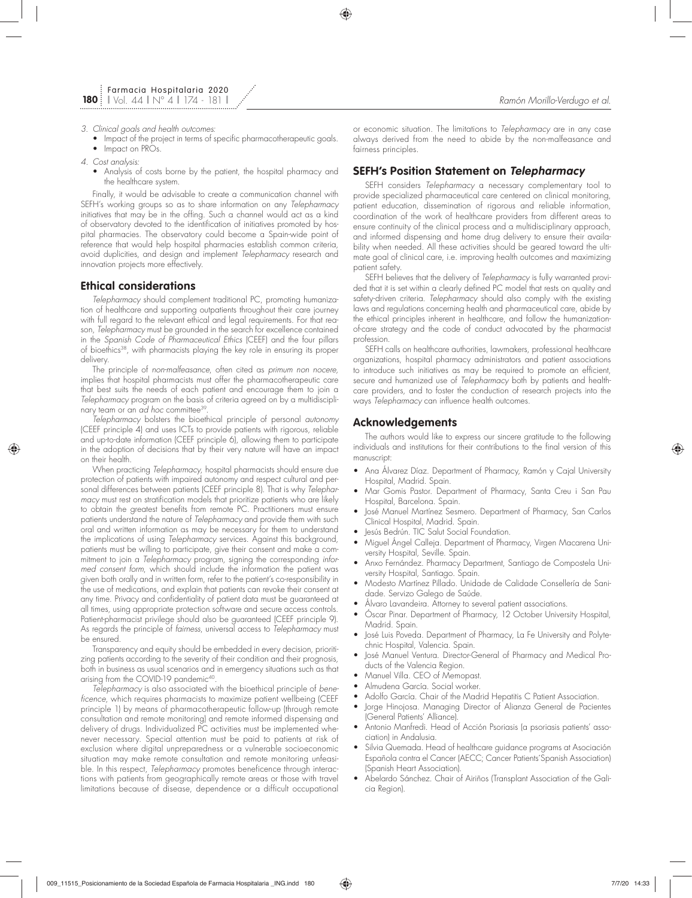3. *Clinical goals and health outcomes:*
   - Impact of the project in terms of specific pharmacotherapeutic goals.
   - Impact on PROs.
4. *Cost analysis:*
   - Analysis of costs borne by the patient, the hospital pharmacy and the healthcare system.

Finally, it would be advisable to create a communication channel with SEFH's working groups so as to share information on any *Telepharmacy* initiatives that may be in the offing. Such a channel would act as a kind of observatory devoted to the identification of initiatives promoted by hospital pharmacies. The observatory could become a Spain-wide point of reference that would help hospital pharmacies establish common criteria, avoid duplicities, and design and implement *Telepharmacy* research and innovation projects more effectively.

## Ethical considerations

*Telepharmacy* should complement traditional PC, promoting humanization of healthcare and supporting outpatients throughout their care journey with full regard to the relevant ethical and legal requirements. For that reason, *Telepharmacy* must be grounded in the search for excellence contained in the *Spanish Code of Pharmaceutical Ethics* (CEEF) and the four pillars of bioethics[38], with pharmacists playing the key role in ensuring its proper delivery.

The principle of *non-malfeasance*, often cited as *primum non nocere,* implies that hospital pharmacists must offer the pharmacotherapeutic care that best suits the needs of each patient and encourage them to join a *Telepharmacy* program on the basis of criteria agreed on by a multidisciplinary team or an *ad hoc* committee[39].

*Telepharmacy* bolsters the bioethical principle of personal *autonomy* (CEEF principle 4) and uses ICTs to provide patients with rigorous, reliable and up-to-date information (CEEF principle 6), allowing them to participate in the adoption of decisions that by their very nature will have an impact on their health.

When practicing *Telepharmacy*, hospital pharmacists should ensure due protection of patients with impaired autonomy and respect cultural and personal differences between patients (CEEF principle 8). That is why *Telepharmacy* must rest on stratification models that prioritize patients who are likely to obtain the greatest benefits from remote PC. Practitioners must ensure patients understand the nature of *Telepharmacy* and provide them with such oral and written information as may be necessary for them to understand the implications of using *Telepharmacy* services. Against this background, patients must be willing to participate, give their consent and make a commitment to join a *Telepharmacy* program, signing the corresponding *informed consent form*, which should include the information the patient was given both orally and in written form, refer to the patient's co-responsibility in the use of medications, and explain that patients can revoke their consent at any time. Privacy and confidentiality of patient data must be guaranteed at all times, using appropriate protection software and secure access controls. Patient-pharmacist privilege should also be guaranteed (CEEF principle 9). As regards the principle of *fairness*, universal access to *Telepharmacy* must be ensured.

Transparency and equity should be embedded in every decision, prioritizing patients according to the severity of their condition and their prognosis, both in business as usual scenarios and in emergency situations such as that arising from the COVID-19 pandemic[40].

*Telepharmacy* is also associated with the bioethical principle of *beneficence,* which requires pharmacists to maximize patient wellbeing (CEEF principle 1) by means of pharmacotherapeutic follow-up (through remote consultation and remote monitoring) and remote informed dispensing and delivery of drugs. Individualized PC activities must be implemented whenever necessary. Special attention must be paid to patients at risk of exclusion where digital unpreparedness or a vulnerable socioeconomic situation may make remote consultation and remote monitoring unfeasible. In this respect, *Telepharmacy* promotes beneficence through interactions with patients from geographically remote areas or those with travel limitations because of disease, dependence or a difficult occupational or economic situation. The limitations to *Telepharmacy* are in any case always derived from the need to abide by the non-malfeasance and fairness principles.

## SEFH's Position Statement on *Telepharmacy*

SEFH considers *Telepharmacy* a necessary complementary tool to provide specialized pharmaceutical care centered on clinical monitoring, patient education, dissemination of rigorous and reliable information, coordination of the work of healthcare providers from different areas to ensure continuity of the clinical process and a multidisciplinary approach, and informed dispensing and home drug delivery to ensure their availability when needed. All these activities should be geared toward the ultimate goal of clinical care, i.e. improving health outcomes and maximizing patient safety.

SEFH believes that the delivery of *Telepharmacy* is fully warranted provided that it is set within a clearly defined PC model that rests on quality and safety-driven criteria. *Telepharmacy* should also comply with the existing laws and regulations concerning health and pharmaceutical care, abide by the ethical principles inherent in healthcare, and follow the humanization-of-care strategy and the code of conduct advocated by the pharmacist profession.

SEFH calls on healthcare authorities, lawmakers, professional healthcare organizations, hospital pharmacy administrators and patient associations to introduce such initiatives as may be required to promote an efficient, secure and humanized use of *Telepharmacy* both by patients and healthcare providers, and to foster the conduction of research projects into the ways *Telepharmacy* can influence health outcomes.

## Acknowledgements

The authors would like to express our sincere gratitude to the following individuals and institutions for their contributions to the final version of this manuscript:

- Ana Álvarez Díaz. Department of Pharmacy, Ramón y Cajal University Hospital, Madrid. Spain.
- Mar Gomis Pastor. Department of Pharmacy, Santa Creu i San Pau Hospital, Barcelona. Spain.
- José Manuel Martínez Sesmero. Department of Pharmacy, San Carlos Clinical Hospital, Madrid. Spain.
- Jesús Bedrún. TIC Salut Social Foundation.
- Miguel Ángel Calleja. Department of Pharmacy, Virgen Macarena University Hospital, Seville. Spain.
- Anxo Fernández. Pharmacy Department, Santiago de Compostela University Hospital, Santiago. Spain.
- Modesto Martínez Pillado. Unidade de Calidade Consellería de Sanidade. Servizo Galego de Saúde.
- Álvaro Lavandeira. Attorney to several patient associations.
- Óscar Pinar. Department of Pharmacy, 12 October University Hospital, Madrid. Spain.
- José Luis Poveda. Department of Pharmacy, La Fe University and Polytechnic Hospital, Valencia. Spain.
- José Manuel Ventura. Director-General of Pharmacy and Medical Products of the Valencia Region.
- Manuel Villa. CEO of Memopast.
- Almudena García. Social worker.
- Adolfo García. Chair of the Madrid Hepatitis C Patient Association.
- Jorge Hinojosa. Managing Director of Alianza General de Pacientes (General Patients' Alliance).
- Antonio Manfredi. Head of Acción Psoriasis (a psoriasis patients' association) in Andalusia.
- Silvia Quemada. Head of healthcare guidance programs at Asociación Española contra el Cancer (AECC; Cancer Patients'Spanish Association) (Spanish Heart Association).
- Abelardo Sánchez. Chair of Airiños (Transplant Association of the Galicia Region).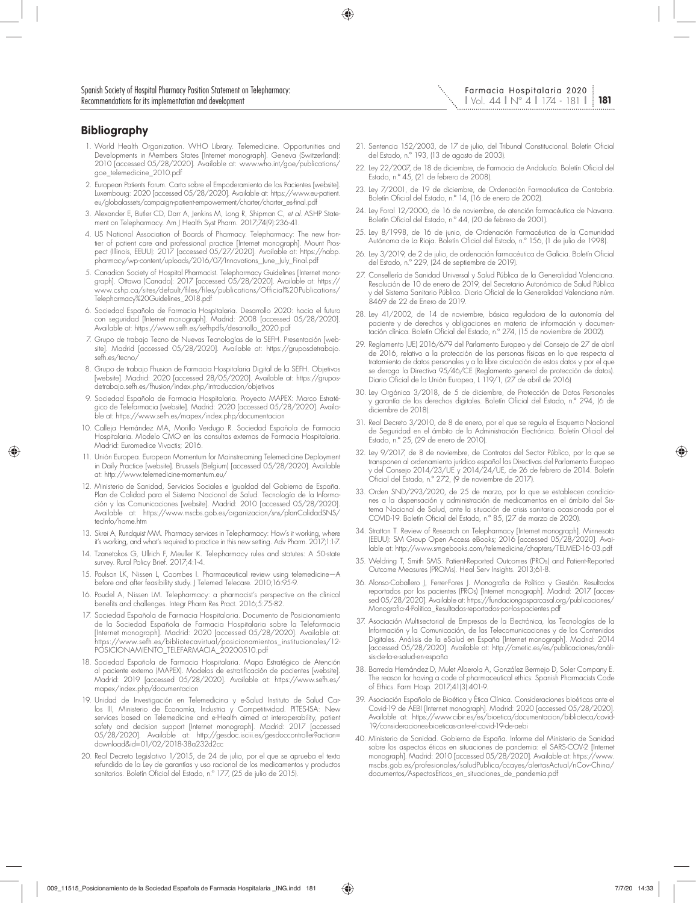## Bibliography

1. World Health Organization. WHO Library. Telemedicine. Opportunities and Developments in Members States [Internet monograph]. Geneva (Switzerland): 2010 [accessed 05/28/2020]. Available at: www.who.int/goe/publications/goe_telemedicine_2010.pdf
2. European Patients Forum. Carta sobre el Empoderamiento de los Pacientes [website]. Luxembourg: 2020 [accessed 05/28/2020]. Available at: https://www.eu-patient.eu/globalassets/campaign-patient-empowerment/charter/charter_es-final.pdf
3. Alexander E, Butler CD, Darr A, Jenkins M, Long R, Shipman C, *et al.* ASHP Statement on Telepharmacy. Am J Health Syst Pharm. 2017;74(9):236-41.
4. US National Association of Boards of Pharmacy. Telepharmacy: The new frontier of patient care and professional practice [Internet monograph]. Mount Prospect (Illinois, EEUU): 2017 [accessed 05/27/2020]. Available at: https://nabp.pharmacy/wp-content/uploads/2016/07/Innovations_June_July_Final.pdf
5. Canadian Society of Hospital Pharmacist. Telepharmacy Guidelines [Internet monograph]. Ottawa (Canada): 2017 [accessed 05/28/2020]. Available at: https://www.cshp.ca/sites/default/files/files/publications/Official%20Publications/Telepharmacy%20Guidelines_2018.pdf
6. Sociedad Española de Farmacia Hospitalaria. Desarrollo 2020: hacia el futuro con seguridad [Internet monograph]. Madrid: 2008 [accessed 05/28/2020]. Available at: https://www.sefh.es/sefhpdfs/desarrollo_2020.pdf
7. Grupo de trabajo Tecno de Nuevas Tecnologías de la SEFH. Presentación [website]. Madrid [accessed 05/28/2020]. Available at: https://gruposdetrabajo.sefh.es/tecno/
8. Grupo de trabajo Fhusion de Farmacia Hospitalaria Digital de la SEFH. Objetivos [website]. Madrid: 2020 [accessed 28/05/2020]. Available at: https://gruposdetrabajo.sefh.es/fhusion/index.php/introduccion/objetivos
9. Sociedad Española de Farmacia Hospitalaria. Proyecto MAPEX: Marco Estratégico de Telefarmacia [website]. Madrid: 2020 [accessed 05/28/2020]. Available at: https://www.sefh.es/mapex/index.php/documentacion
10. Calleja Hernández MA, Morillo Verdugo R. Sociedad Española de Farmacia Hospitalaria. Modelo CMO en las consultas externas de Farmacia Hospitalaria. Madrid: Euromedice Vivactis; 2016.
11. Unión Europea. European Momentum for Mainstreaming Telemedicine Deployment in Daily Practice [website]. Brussels (Belgium) [accessed 05/28/2020]. Available at: http://www.telemedicine-momentum.eu/
12. Ministerio de Sanidad, Servicios Sociales e Igualdad del Gobierno de España. Plan de Calidad para el Sistema Nacional de Salud. Tecnología de la Información y las Comunicaciones [website]. Madrid: 2010 [accessed 05/28/2020]. Available at: https://www.mscbs.gob.es/organizacion/sns/planCalidadSNS/tecInfo/home.htm
13. Skrei A, Rundquist MM. Pharmacy services in Telepharmacy: How's it working, where it's working, and what's required to practice in this new setting. Adv Pharm. 2017;1:1-7.
14. Tzanetakos G, Ullrich F, Meuller K. Telepharmacy rules and statutes: A 50-state survey. Rural Policy Brief. 2017;4:1-4.
15. Poulson LK, Nissen L, Coombes I. Pharmaceutical review using telemedicine—A before and after feasibility study. J Telemed Telecare. 2010;16:95-9.
16. Poudel A, Nissen LM. Telepharmacy: a pharmacist's perspective on the clinical benefits and challenges. Integr Pharm Res Pract. 2016;5:75-82.
17. Sociedad Española de Farmacia Hospitalaria. Documento de Posicionamiento de la Sociedad Española de Farmacia Hospitalaria sobre la Telefarmacia [Internet monograph]. Madrid: 2020 [accessed 05/28/2020]. Available at: https://www.sefh.es/bibliotecavirtual/posicionamientos_institucionales/12-POSICIONAMIENTO_TELEFARMACIA_20200510.pdf
18. Sociedad Española de Farmacia Hospitalaria. Mapa Estratégico de Atención al paciente externo (MAPEX). Modelos de estratificación de pacientes [website]. Madrid: 2019 [accessed 05/28/2020]. Available at: https://www.sefh.es/mapex/index.php/documentacion
19. Unidad de Investigación en Telemedicina y e-Salud Instituto de Salud Carlos III, Ministerio de Economía, Industria y Competitividad. PITES-ISA: New services based on Telemedicine and e-Health aimed at interoperability, patient safety and decision support [Internet monograph]. Madrid: 2017 [accessed 05/28/2020]. Available at: http://gesdoc.isciii.es/gesdoccontroller?action=download&id=01/02/2018-38a232d2cc
20. Real Decreto Legislativo 1/2015, de 24 de julio, por el que se aprueba el texto refundido de la Ley de garantías y uso racional de los medicamentos y productos sanitarios. Boletín Oficial del Estado, n.º 177, (25 de julio de 2015).
21. Sentencia 152/2003, de 17 de julio, del Tribunal Constitucional. Boletín Oficial del Estado, n.º 193, (13 de agosto de 2003).
22. Ley 22/2007, de 18 de diciembre, de Farmacia de Andalucía. Boletín Oficial del Estado, n.º 45, (21 de febrero de 2008).
23. Ley 7/2001, de 19 de diciembre, de Ordenación Farmacéutica de Cantabria. Boletín Oficial del Estado, n.º 14, (16 de enero de 2002).
24. Ley Foral 12/2000, de 16 de noviembre, de atención farmacéutica de Navarra. Boletín Oficial del Estado, n.º 44, (20 de febrero de 2001).
25. Ley 8/1998, de 16 de junio, de Ordenación Farmacéutica de la Comunidad Autónoma de La Rioja. Boletín Oficial del Estado, n.º 156, (1 de julio de 1998).
26. Ley 3/2019, de 2 de julio, de ordenación farmacéutica de Galicia. Boletín Oficial del Estado, n.º 229, (24 de septiembre de 2019).
27. Consellería de Sanidad Universal y Salud Pública de la Generalidad Valenciana. Resolución de 10 de enero de 2019, del Secretario Autonómico de Salud Pública y del Sistema Sanitario Público. Diario Oficial de la Generalidad Valenciana núm. 8469 de 22 de Enero de 2019.
28. Ley 41/2002, de 14 de noviembre, básica reguladora de la autonomía del paciente y de derechos y obligaciones en materia de información y documentación clínica. Boletín Oficial del Estado, n.º 274, (15 de noviembre de 2002).
29. Reglamento (UE) 2016/679 del Parlamento Europeo y del Consejo de 27 de abril de 2016, relativo a la protección de las personas físicas en lo que respecta al tratamiento de datos personales y a la libre circulación de estos datos y por el que se deroga la Directiva 95/46/CE (Reglamento general de protección de datos). Diario Oficial de la Unión Europea, L 119/1, (27 de abril de 2016)
30. Ley Orgánica 3/2018, de 5 de diciembre, de Protección de Datos Personales y garantía de los derechos digitales. Boletín Oficial del Estado, n.º 294, (6 de diciembre de 2018).
31. Real Decreto 3/2010, de 8 de enero, por el que se regula el Esquema Nacional de Seguridad en el ámbito de la Administración Electrónica. Boletín Oficial del Estado, n.º 25, (29 de enero de 2010).
32. Ley 9/2017, de 8 de noviembre, de Contratos del Sector Público, por la que se transponen al ordenamiento jurídico español las Directivas del Parlamento Europeo y del Consejo 2014/23/UE y 2014/24/UE, de 26 de febrero de 2014. Boletín Oficial del Estado, n.º 272, (9 de noviembre de 2017).
33. Orden SND/293/2020, de 25 de marzo, por la que se establecen condiciones a la dispensación y administración de medicamentos en el ámbito del Sistema Nacional de Salud, ante la situación de crisis sanitaria ocasionada por el COVID-19. Boletín Oficial del Estado, n.º 85, (27 de marzo de 2020).
34. Stratton T. Review of Research on Telepharmacy [Internet monograph]. Minnesota (EEUU): SM Group Open Access eBooks; 2016 [accessed 05/28/2020]. Available at: http://www.smgebooks.com/telemedicine/chapters/TELMED-16-03.pdf
35. Weldring T, Smith SMS. Patient-Reported Outcomes (PROs) and Patient-Reported Outcome Measures (PROMs). Heal Serv Insights. 2013;61-8.
36. Alonso-Caballero J, Ferrer-Fores J. Monografía de Política y Gestión. Resultados reportados por los pacientes (PROs) [Internet monograph]. Madrid: 2017 [accessed 05/28/2020]. Available at: https://fundaciongasparcasal.org/publicaciones/Monografia-4-Politica_Resultados-reportados-por-los-pacientes.pdf
37. Asociación Multisectorial de Empresas de la Electrónica, las Tecnologías de la Información y la Comunicación, de las Telecomunicaciones y de los Contenidos Digitales. Análisis de la eSalud en España [Internet monograph]. Madrid: 2014 [accessed 05/28/2020]. Available at: http://ametic.es/es/publicaciones/análisis-de-la-e-salud-en-españa
38. Barreda Hernández D, Mulet Alberola A, González Bermejo D, Soler Company E. The reason for having a code of pharmaceutical ethics: Spanish Pharmacists Code of Ethics. Farm Hosp. 2017;41(3):401-9.
39. Asociación Española de Bioética y Ética Clínica. Consideraciones bioéticas ante el Covid-19 de AEBI [Internet monograph]. Madrid: 2020 [accessed 05/28/2020]. Available at: https://www.cibir.es/es/bioetica/documentacion/biblioteca/covid-19/consideraciones-bioeticas-ante-el-covid-19-de-aebi
40. Ministerio de Sanidad. Gobierno de España. Informe del Ministerio de Sanidad sobre los aspectos éticos en situaciones de pandemia: el SARS-COV-2 [Internet monograph]. Madrid: 2010 [accessed 05/28/2020]. Available at: https://www.mscbs.gob.es/profesionales/saludPublica/ccayes/alertasActual/nCov-China/documentos/AspectosEticos_en_situaciones_de_pandemia.pdf